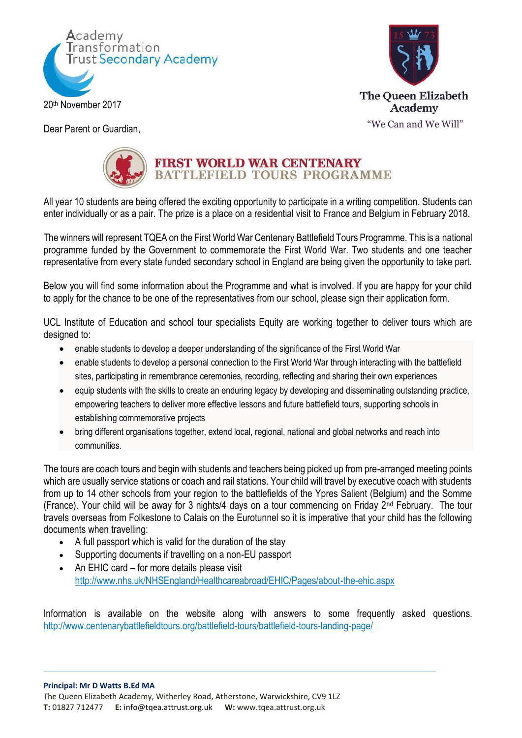Academy Transformation Trust Secondary Academy

The Queen Elizabeth Academy

"We Can and We Will"

20th November 2017

Dear Parent or Guardian,

# FIRST WORLD WAR CENTENARY BATTLEFIELD TOURS PROGRAMME

All year 10 students are being offered the exciting opportunity to participate in a writing competition. Students can enter individually or as a pair. The prize is a place on a residential visit to France and Belgium in February 2018.

The winners will represent TQEA on the First World War Centenary Battlefield Tours Programme. This is a national programme funded by the Government to commemorate the First World War. Two students and one teacher representative from every state funded secondary school in England are being given the opportunity to take part.

Below you will find some information about the Programme and what is involved. If you are happy for your child to apply for the chance to be one of the representatives from our school, please sign their application form.

UCL Institute of Education and school tour specialists Equity are working together to deliver tours which are designed to:

- enable students to develop a deeper understanding of the significance of the First World War
- enable students to develop a personal connection to the First World War through interacting with the battlefield sites, participating in remembrance ceremonies, recording, reflecting and sharing their own experiences
- equip students with the skills to create an enduring legacy by developing and disseminating outstanding practice, empowering teachers to deliver more effective lessons and future battlefield tours, supporting schools in establishing commemorative projects
- bring different organisations together, extend local, regional, national and global networks and reach into communities.

The tours are coach tours and begin with students and teachers being picked up from pre-arranged meeting points which are usually service stations or coach and rail stations. Your child will travel by executive coach with students from up to 14 other schools from your region to the battlefields of the Ypres Salient (Belgium) and the Somme (France). Your child will be away for 3 nights/4 days on a tour commencing on Friday 2nd February. The tour travels overseas from Folkestone to Calais on the Eurotunnel so it is imperative that your child has the following documents when travelling:

- A full passport which is valid for the duration of the stay
- Supporting documents if travelling on a non-EU passport
- An EHIC card – for more details please visit http://www.nhs.uk/NHSEngland/Healthcareabroad/EHIC/Pages/about-the-ehic.aspx

Information is available on the website along with answers to some frequently asked questions. http://www.centenarybattlefieldtours.org/battlefield-tours/battlefield-tours-landing-page/

**Principal: Mr D Watts B.Ed MA**
The Queen Elizabeth Academy, Witherley Road, Atherstone, Warwickshire, CV9 1LZ
**T:** 01827 712477 **E:** info@tqea.attrust.org.uk **W:** www.tqea.attrust.org.uk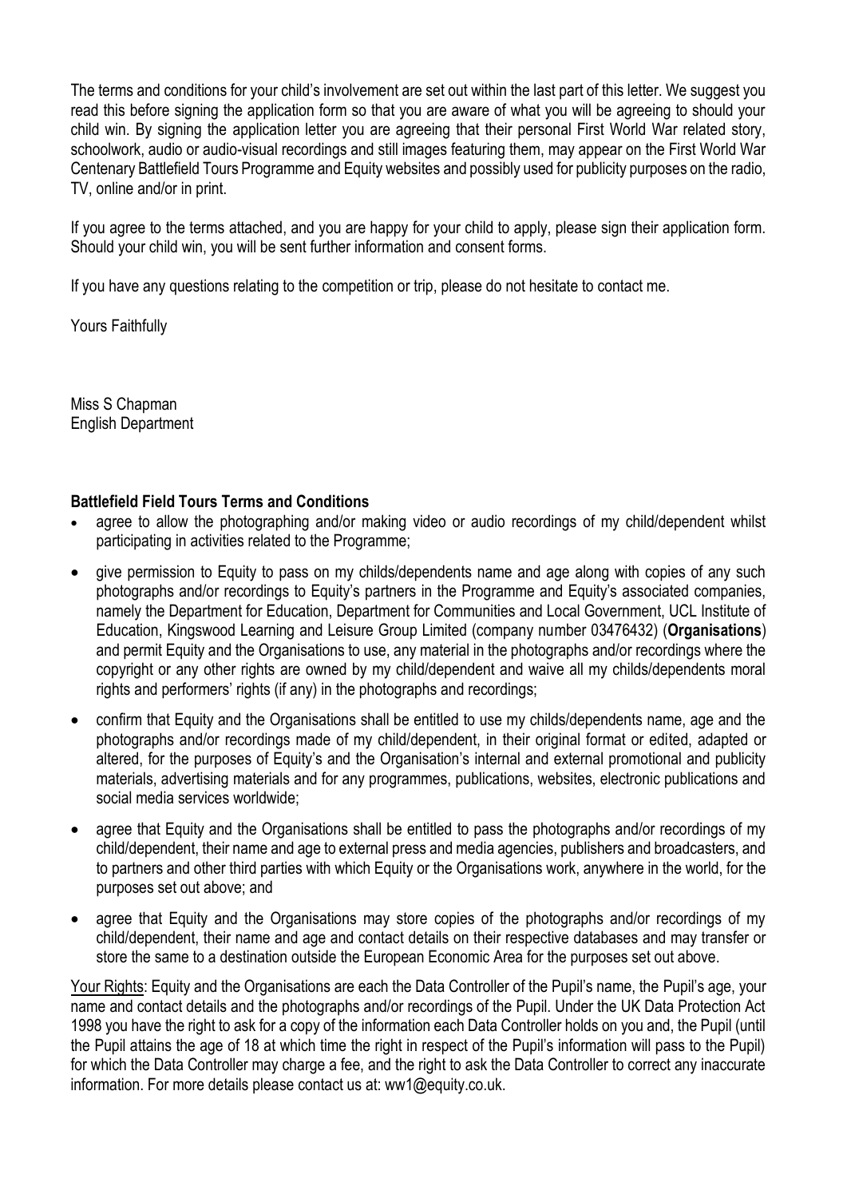The terms and conditions for your child's involvement are set out within the last part of this letter. We suggest you read this before signing the application form so that you are aware of what you will be agreeing to should your child win. By signing the application letter you are agreeing that their personal First World War related story, schoolwork, audio or audio-visual recordings and still images featuring them, may appear on the First World War Centenary Battlefield Tours Programme and Equity websites and possibly used for publicity purposes on the radio, TV, online and/or in print.

If you agree to the terms attached, and you are happy for your child to apply, please sign their application form. Should your child win, you will be sent further information and consent forms.

If you have any questions relating to the competition or trip, please do not hesitate to contact me.

Yours Faithfully

Miss S Chapman
English Department

**Battlefield Field Tours Terms and Conditions**

- agree to allow the photographing and/or making video or audio recordings of my child/dependent whilst participating in activities related to the Programme;
- give permission to Equity to pass on my childs/dependents name and age along with copies of any such photographs and/or recordings to Equity's partners in the Programme and Equity's associated companies, namely the Department for Education, Department for Communities and Local Government, UCL Institute of Education, Kingswood Learning and Leisure Group Limited (company number 03476432) (**Organisations**) and permit Equity and the Organisations to use, any material in the photographs and/or recordings where the copyright or any other rights are owned by my child/dependent and waive all my childs/dependents moral rights and performers' rights (if any) in the photographs and recordings;
- confirm that Equity and the Organisations shall be entitled to use my childs/dependents name, age and the photographs and/or recordings made of my child/dependent, in their original format or edited, adapted or altered, for the purposes of Equity's and the Organisation's internal and external promotional and publicity materials, advertising materials and for any programmes, publications, websites, electronic publications and social media services worldwide;
- agree that Equity and the Organisations shall be entitled to pass the photographs and/or recordings of my child/dependent, their name and age to external press and media agencies, publishers and broadcasters, and to partners and other third parties with which Equity or the Organisations work, anywhere in the world, for the purposes set out above; and
- agree that Equity and the Organisations may store copies of the photographs and/or recordings of my child/dependent, their name and age and contact details on their respective databases and may transfer or store the same to a destination outside the European Economic Area for the purposes set out above.

Your Rights: Equity and the Organisations are each the Data Controller of the Pupil's name, the Pupil's age, your name and contact details and the photographs and/or recordings of the Pupil. Under the UK Data Protection Act 1998 you have the right to ask for a copy of the information each Data Controller holds on you and, the Pupil (until the Pupil attains the age of 18 at which time the right in respect of the Pupil's information will pass to the Pupil) for which the Data Controller may charge a fee, and the right to ask the Data Controller to correct any inaccurate information. For more details please contact us at: ww1@equity.co.uk.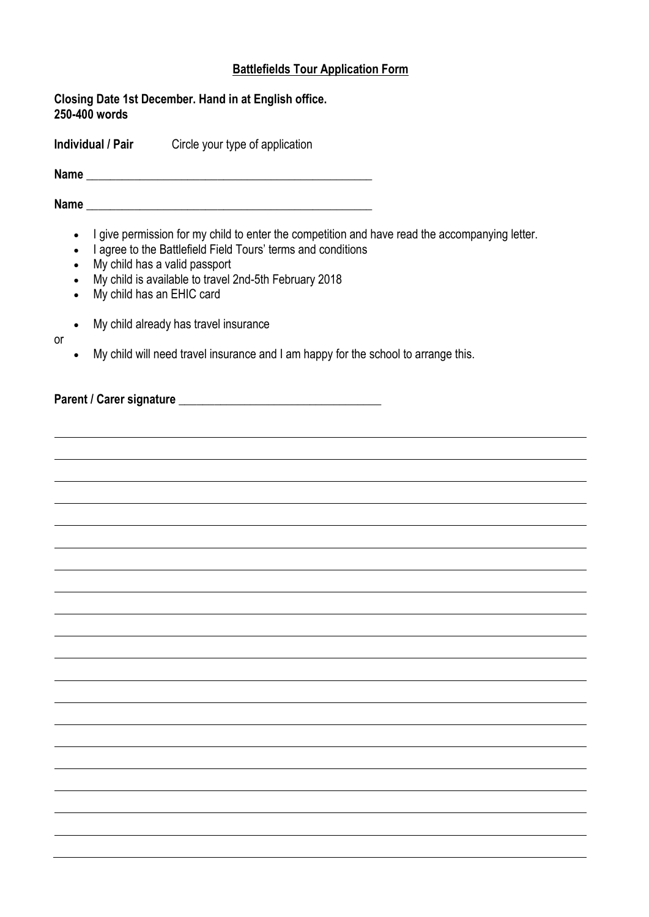**Battlefields Tour Application Form**

**Closing Date 1st December. Hand in at English office.**
**250-400 words**

**Individual / Pair** Circle your type of application

**Name** _______________________________________________

**Name** _______________________________________________

- I give permission for my child to enter the competition and have read the accompanying letter.
- I agree to the Battlefield Field Tours' terms and conditions
- My child has a valid passport
- My child is available to travel 2nd-5th February 2018
- My child has an EHIC card

- My child already has travel insurance

or

- My child will need travel insurance and I am happy for the school to arrange this.

**Parent / Carer signature** _________________________________